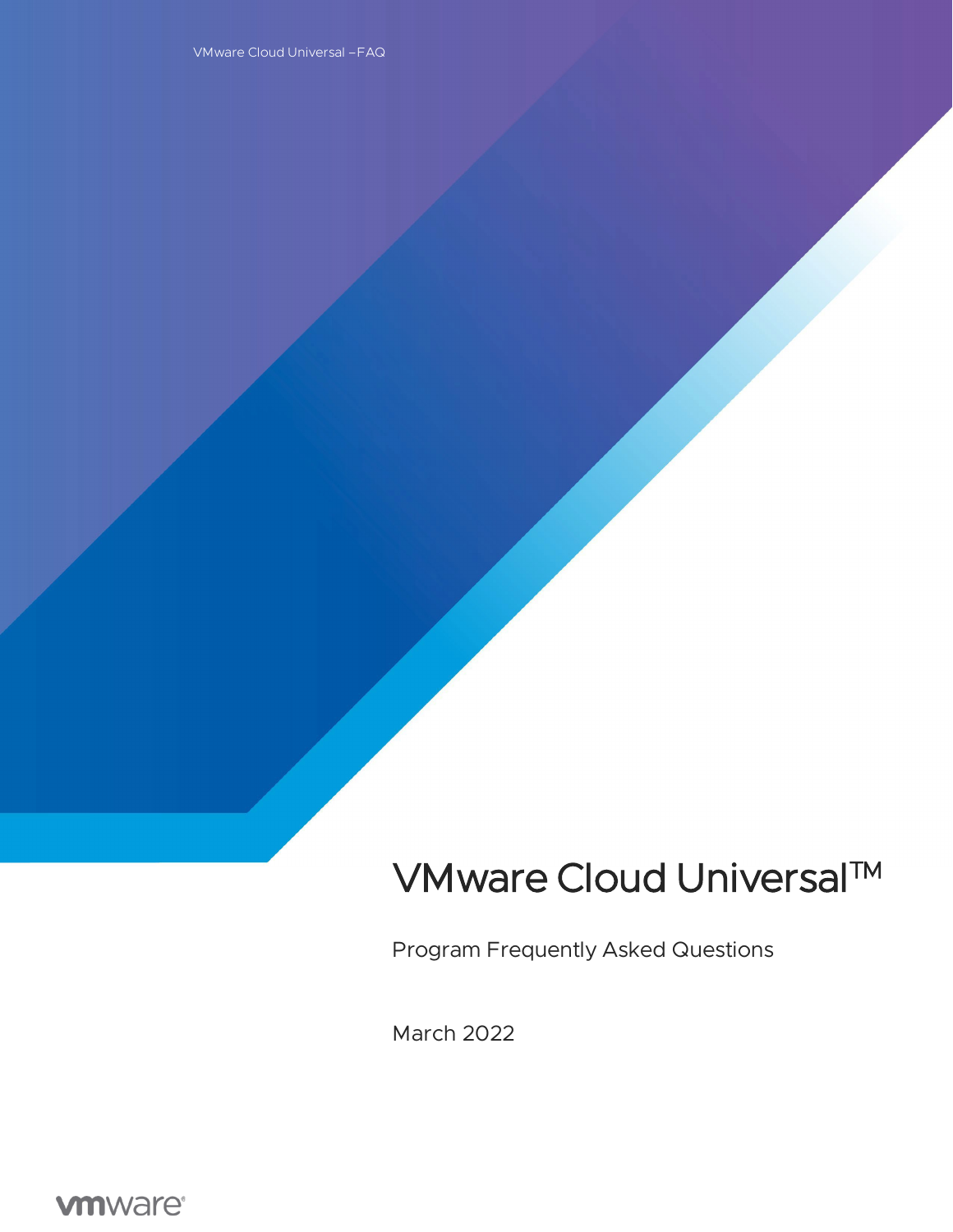# VMware Cloud Universal™

Program Frequently Asked Questions

March 2022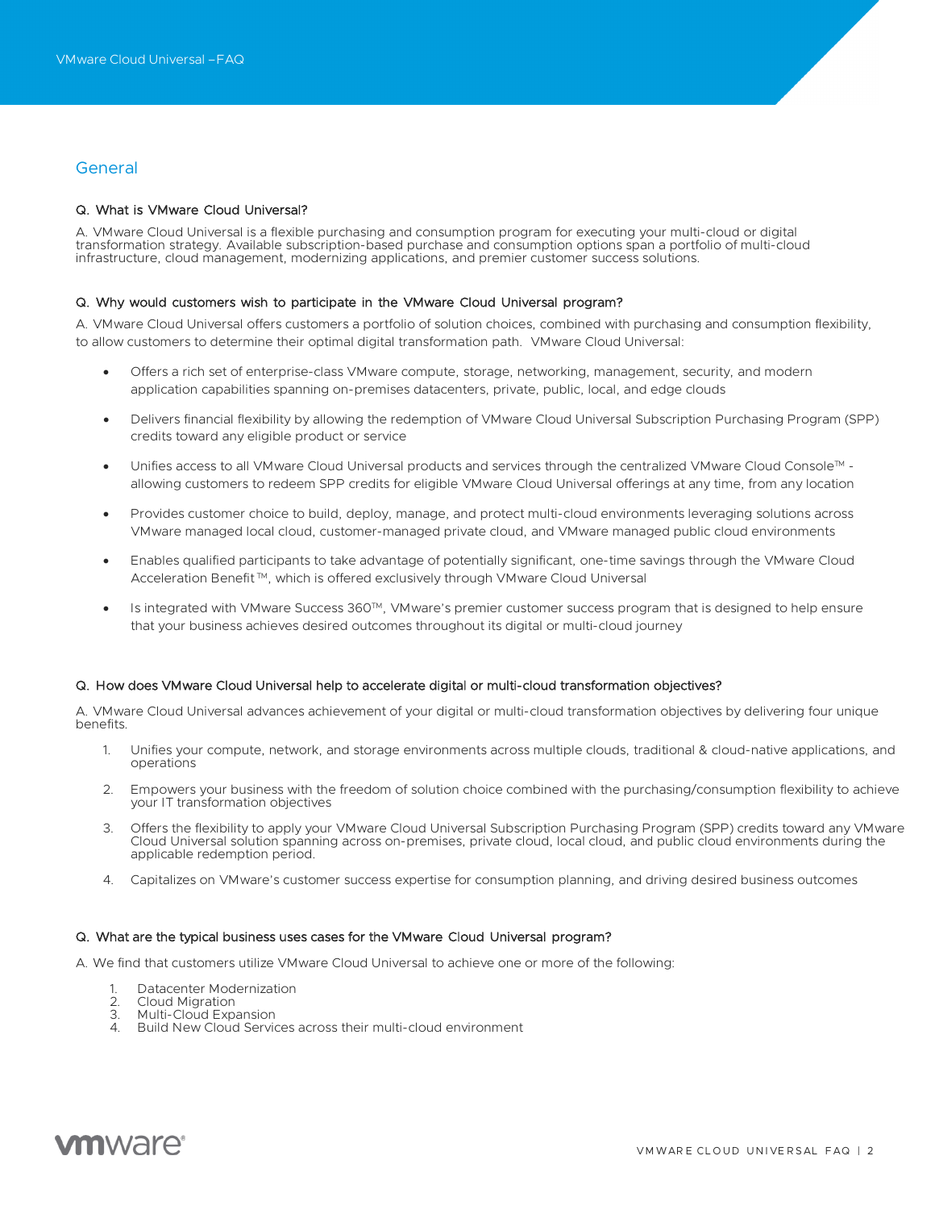## General

**Q. What is VMware Cloud Universal?**

A. VMware Cloud Universal is a flexible purchasing and consumption program for executing your multi-cloud or digital transformation strategy. Available subscription-based purchase and consumption options span a portfolio of multi-cloud infrastructure, cloud management, modernizing applications, and premier customer success solutions.

**Q. Why would customers wish to participate in the VMware Cloud Universal program?**

A. VMware Cloud Universal offers customers a portfolio of solution choices, combined with purchasing and consumption flexibility, to allow customers to determine their optimal digital transformation path. VMware Cloud Universal:

- Offers a rich set of enterprise-class VMware compute, storage, networking, management, security, and modern application capabilities spanning on-premises datacenters, private, public, local, and edge clouds
- Delivers financial flexibility by allowing the redemption of VMware Cloud Universal Subscription Purchasing Program (SPP) credits toward any eligible product or service
- Unifies access to all VMware Cloud Universal products and services through the centralized VMware Cloud Console™ - allowing customers to redeem SPP credits for eligible VMware Cloud Universal offerings at any time, from any location
- Provides customer choice to build, deploy, manage, and protect multi-cloud environments leveraging solutions across VMware managed local cloud, customer-managed private cloud, and VMware managed public cloud environments
- Enables qualified participants to take advantage of potentially significant, one-time savings through the VMware Cloud Acceleration Benefit™, which is offered exclusively through VMware Cloud Universal
- Is integrated with VMware Success 360™, VMware's premier customer success program that is designed to help ensure that your business achieves desired outcomes throughout its digital or multi-cloud journey

**Q. How does VMware Cloud Universal help to accelerate digital or multi-cloud transformation objectives?**

A. VMware Cloud Universal advances achievement of your digital or multi-cloud transformation objectives by delivering four unique benefits.

1. Unifies your compute, network, and storage environments across multiple clouds, traditional & cloud-native applications, and operations
2. Empowers your business with the freedom of solution choice combined with the purchasing/consumption flexibility to achieve your IT transformation objectives
3. Offers the flexibility to apply your VMware Cloud Universal Subscription Purchasing Program (SPP) credits toward any VMware Cloud Universal solution spanning across on-premises, private cloud, local cloud, and public cloud environments during the applicable redemption period.
4. Capitalizes on VMware's customer success expertise for consumption planning, and driving desired business outcomes

**Q. What are the typical business uses cases for the VMware Cloud Universal program?**

A. We find that customers utilize VMware Cloud Universal to achieve one or more of the following:

1. Datacenter Modernization
2. Cloud Migration
3. Multi-Cloud Expansion
4. Build New Cloud Services across their multi-cloud environment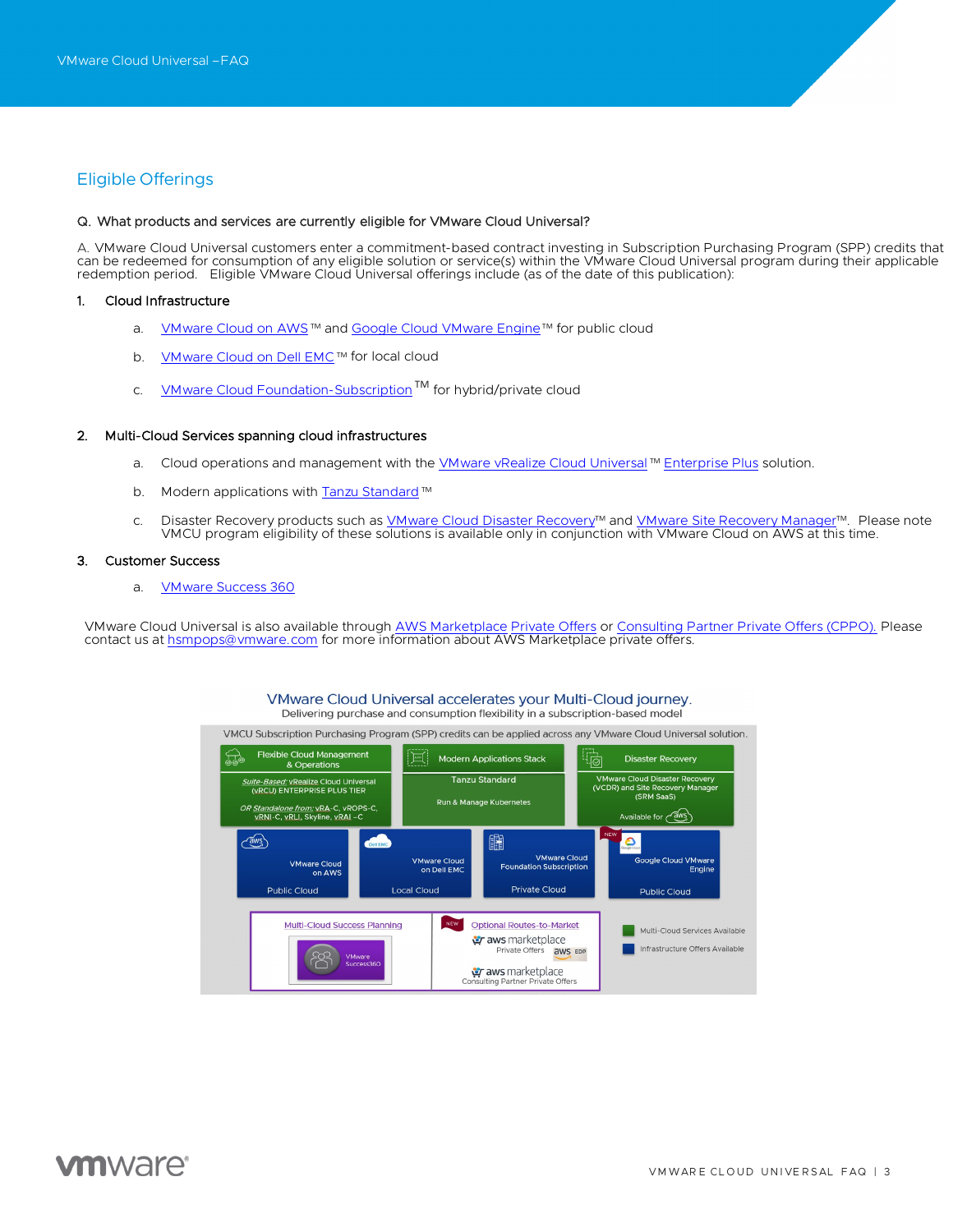## Eligible Offerings

**Q. What products and services are currently eligible for VMware Cloud Universal?**

A. VMware Cloud Universal customers enter a commitment-based contract investing in Subscription Purchasing Program (SPP) credits that can be redeemed for consumption of any eligible solution or service(s) within the VMware Cloud Universal program during their applicable redemption period. Eligible VMware Cloud Universal offerings include (as of the date of this publication):

1. Cloud Infrastructure
   a. VMware Cloud on AWS™ and Google Cloud VMware Engine™ for public cloud
   b. VMware Cloud on Dell EMC™ for local cloud
   c. VMware Cloud Foundation-Subscription™ for hybrid/private cloud

2. Multi-Cloud Services spanning cloud infrastructures
   a. Cloud operations and management with the VMware vRealize Cloud Universal™ Enterprise Plus solution.
   b. Modern applications with Tanzu Standard™
   c. Disaster Recovery products such as VMware Cloud Disaster Recovery™ and VMware Site Recovery Manager™. Please note VMCU program eligibility of these solutions is available only in conjunction with VMware Cloud on AWS at this time.

3. Customer Success
   a. VMware Success 360

VMware Cloud Universal is also available through AWS Marketplace Private Offers or Consulting Partner Private Offers (CPPO). Please contact us at hsmpops@vmware.com for more information about AWS Marketplace private offers.

VMware Cloud Universal accelerates your Multi-Cloud journey.
Delivering purchase and consumption flexibility in a subscription-based model

VMCU Subscription Purchasing Program (SPP) credits can be applied across any VMware Cloud Universal solution.

- Flexible Cloud Management & Operations: *Suite-Based:* vRealize Cloud Universal (vRCU) ENTERPRISE PLUS TIER; *OR Standalone from:* vRA-C, vROPS-C, vRNI-C, vRLI, Skyline, vRAI-C
- Modern Applications Stack: Tanzu Standard — Run & Manage Kubernetes
- Disaster Recovery: VMware Cloud Disaster Recovery (VCDR) and Site Recovery Manager (SRM SaaS) — Available for aws
- VMware Cloud on AWS — Public Cloud
- VMware Cloud on Dell EMC — Local Cloud
- VMware Cloud Foundation Subscription — Private Cloud
- NEW: Google Cloud VMware Engine — Public Cloud
- Multi-Cloud Success Planning: VMware Success360
- NEW: Optional Routes-to-Market: aws marketplace Private Offers (aws EDP); aws marketplace Consulting Partner Private Offers

Legend: Multi-Cloud Services Available; Infrastructure Offers Available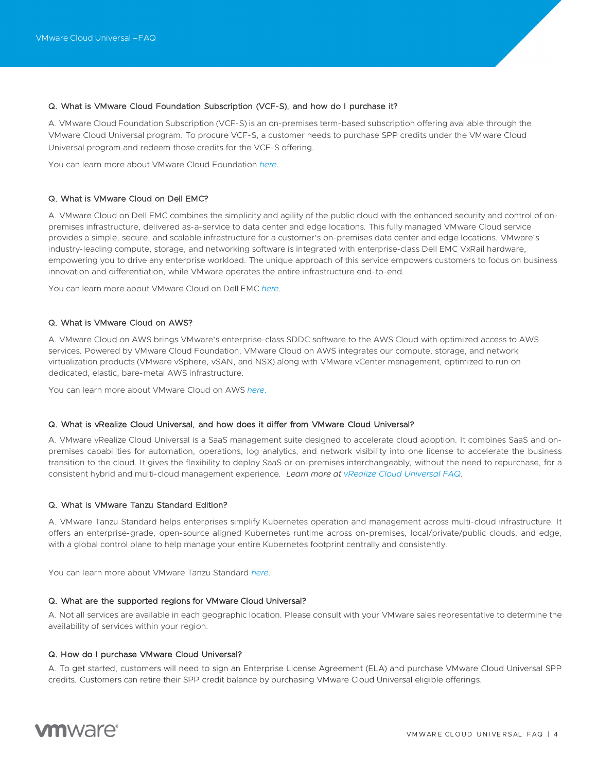### Q. What is VMware Cloud Foundation Subscription (VCF-S), and how do I purchase it?

A. VMware Cloud Foundation Subscription (VCF-S) is an on-premises term-based subscription offering available through the VMware Cloud Universal program. To procure VCF-S, a customer needs to purchase SPP credits under the VMware Cloud Universal program and redeem those credits for the VCF-S offering.

You can learn more about VMware Cloud Foundation *here*.

### Q. What is VMware Cloud on Dell EMC?

A. VMware Cloud on Dell EMC combines the simplicity and agility of the public cloud with the enhanced security and control of on-premises infrastructure, delivered as-a-service to data center and edge locations. This fully managed VMware Cloud service provides a simple, secure, and scalable infrastructure for a customer's on-premises data center and edge locations. VMware's industry-leading compute, storage, and networking software is integrated with enterprise-class Dell EMC VxRail hardware, empowering you to drive any enterprise workload. The unique approach of this service empowers customers to focus on business innovation and differentiation, while VMware operates the entire infrastructure end-to-end.

You can learn more about VMware Cloud on Dell EMC *here*.

### Q. What is VMware Cloud on AWS?

A. VMware Cloud on AWS brings VMware's enterprise-class SDDC software to the AWS Cloud with optimized access to AWS services. Powered by VMware Cloud Foundation, VMware Cloud on AWS integrates our compute, storage, and network virtualization products (VMware vSphere, vSAN, and NSX) along with VMware vCenter management, optimized to run on dedicated, elastic, bare-metal AWS infrastructure.

You can learn more about VMware Cloud on AWS *here*.

### Q. What is vRealize Cloud Universal, and how does it differ from VMware Cloud Universal?

A. VMware vRealize Cloud Universal is a SaaS management suite designed to accelerate cloud adoption. It combines SaaS and on-premises capabilities for automation, operations, log analytics, and network visibility into one license to accelerate the business transition to the cloud. It gives the flexibility to deploy SaaS or on-premises interchangeably, without the need to repurchase, for a consistent hybrid and multi-cloud management experience. *Learn more at vRealize Cloud Universal FAQ*.

### Q. What is VMware Tanzu Standard Edition?

A. VMware Tanzu Standard helps enterprises simplify Kubernetes operation and management across multi-cloud infrastructure. It offers an enterprise-grade, open-source aligned Kubernetes runtime across on-premises, local/private/public clouds, and edge, with a global control plane to help manage your entire Kubernetes footprint centrally and consistently.

You can learn more about VMware Tanzu Standard *here*.

### Q. What are the supported regions for VMware Cloud Universal?

A. Not all services are available in each geographic location. Please consult with your VMware sales representative to determine the availability of services within your region.

### Q. How do I purchase VMware Cloud Universal?

A. To get started, customers will need to sign an Enterprise License Agreement (ELA) and purchase VMware Cloud Universal SPP credits. Customers can retire their SPP credit balance by purchasing VMware Cloud Universal eligible offerings.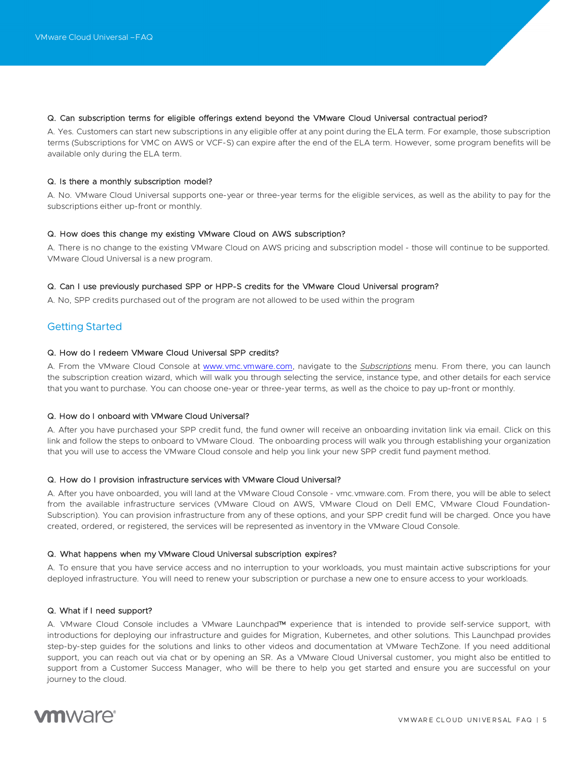**Q. Can subscription terms for eligible offerings extend beyond the VMware Cloud Universal contractual period?**

A. Yes. Customers can start new subscriptions in any eligible offer at any point during the ELA term. For example, those subscription terms (Subscriptions for VMC on AWS or VCF-S) can expire after the end of the ELA term. However, some program benefits will be available only during the ELA term.

**Q. Is there a monthly subscription model?**

A. No. VMware Cloud Universal supports one-year or three-year terms for the eligible services, as well as the ability to pay for the subscriptions either up-front or monthly.

**Q. How does this change my existing VMware Cloud on AWS subscription?**

A. There is no change to the existing VMware Cloud on AWS pricing and subscription model - those will continue to be supported. VMware Cloud Universal is a new program.

**Q. Can I use previously purchased SPP or HPP-S credits for the VMware Cloud Universal program?**

A. No, SPP credits purchased out of the program are not allowed to be used within the program

## Getting Started

**Q. How do I redeem VMware Cloud Universal SPP credits?**

A. From the VMware Cloud Console at [www.vmc.vmware.com](http://www.vmc.vmware.com), navigate to the *Subscriptions* menu. From there, you can launch the subscription creation wizard, which will walk you through selecting the service, instance type, and other details for each service that you want to purchase. You can choose one-year or three-year terms, as well as the choice to pay up-front or monthly.

**Q. How do I onboard with VMware Cloud Universal?**

A. After you have purchased your SPP credit fund, the fund owner will receive an onboarding invitation link via email. Click on this link and follow the steps to onboard to VMware Cloud. The onboarding process will walk you through establishing your organization that you will use to access the VMware Cloud console and help you link your new SPP credit fund payment method.

**Q. How do I provision infrastructure services with VMware Cloud Universal?**

A. After you have onboarded, you will land at the VMware Cloud Console - vmc.vmware.com. From there, you will be able to select from the available infrastructure services (VMware Cloud on AWS, VMware Cloud on Dell EMC, VMware Cloud Foundation-Subscription). You can provision infrastructure from any of these options, and your SPP credit fund will be charged. Once you have created, ordered, or registered, the services will be represented as inventory in the VMware Cloud Console.

**Q. What happens when my VMware Cloud Universal subscription expires?**

A. To ensure that you have service access and no interruption to your workloads, you must maintain active subscriptions for your deployed infrastructure. You will need to renew your subscription or purchase a new one to ensure access to your workloads.

**Q. What if I need support?**

A. VMware Cloud Console includes a VMware Launchpad™ experience that is intended to provide self-service support, with introductions for deploying our infrastructure and guides for Migration, Kubernetes, and other solutions. This Launchpad provides step-by-step guides for the solutions and links to other videos and documentation at VMware TechZone. If you need additional support, you can reach out via chat or by opening an SR. As a VMware Cloud Universal customer, you might also be entitled to support from a Customer Success Manager, who will be there to help you get started and ensure you are successful on your journey to the cloud.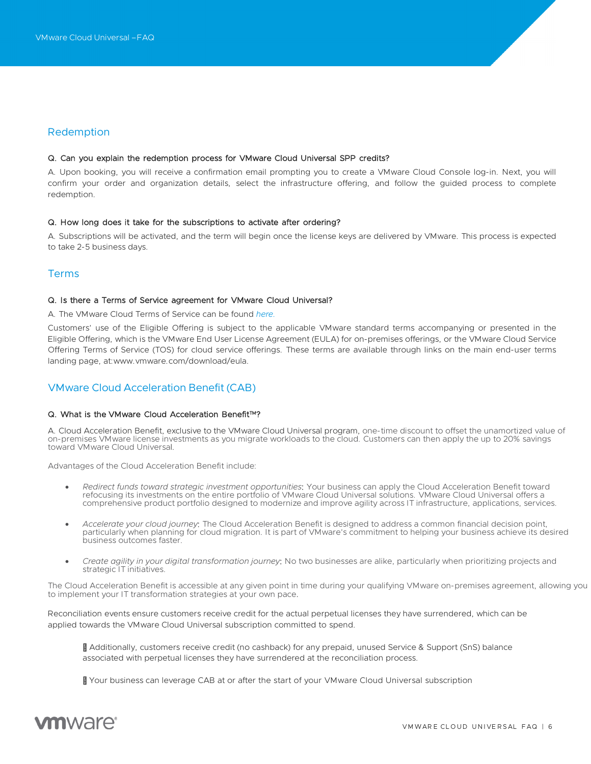## Redemption

**Q. Can you explain the redemption process for VMware Cloud Universal SPP credits?**

A. Upon booking, you will receive a confirmation email prompting you to create a VMware Cloud Console log-in. Next, you will confirm your order and organization details, select the infrastructure offering, and follow the guided process to complete redemption.

**Q. How long does it take for the subscriptions to activate after ordering?**

A. Subscriptions will be activated, and the term will begin once the license keys are delivered by VMware. This process is expected to take 2-5 business days.

## Terms

**Q. Is there a Terms of Service agreement for VMware Cloud Universal?**

A. The VMware Cloud Terms of Service can be found *here.*

Customers' use of the Eligible Offering is subject to the applicable VMware standard terms accompanying or presented in the Eligible Offering, which is the VMware End User License Agreement (EULA) for on-premises offerings, or the VMware Cloud Service Offering Terms of Service (TOS) for cloud service offerings. These terms are available through links on the main end-user terms landing page, at:www.vmware.com/download/eula.

## VMware Cloud Acceleration Benefit (CAB)

**Q. What is the VMware Cloud Acceleration Benefit™?**

A. Cloud Acceleration Benefit, exclusive to the VMware Cloud Universal program, one-time discount to offset the unamortized value of on-premises VMware license investments as you migrate workloads to the cloud. Customers can then apply the up to 20% savings toward VMware Cloud Universal.

Advantages of the Cloud Acceleration Benefit include:

- *Redirect funds toward strategic investment opportunities*: Your business can apply the Cloud Acceleration Benefit toward refocusing its investments on the entire portfolio of VMware Cloud Universal solutions. VMware Cloud Universal offers a comprehensive product portfolio designed to modernize and improve agility across IT infrastructure, applications, services.
- *Accelerate your cloud journey*: The Cloud Acceleration Benefit is designed to address a common financial decision point, particularly when planning for cloud migration. It is part of VMware's commitment to helping your business achieve its desired business outcomes faster.
- *Create agility in your digital transformation journey*: No two businesses are alike, particularly when prioritizing projects and strategic IT initiatives.

The Cloud Acceleration Benefit is accessible at any given point in time during your qualifying VMware on-premises agreement, allowing you to implement your IT transformation strategies at your own pace.

Reconciliation events ensure customers receive credit for the actual perpetual licenses they have surrendered, which can be applied towards the VMware Cloud Universal subscription committed to spend.

- Additionally, customers receive credit (no cashback) for any prepaid, unused Service & Support (SnS) balance associated with perpetual licenses they have surrendered at the reconciliation process.
- Your business can leverage CAB at or after the start of your VMware Cloud Universal subscription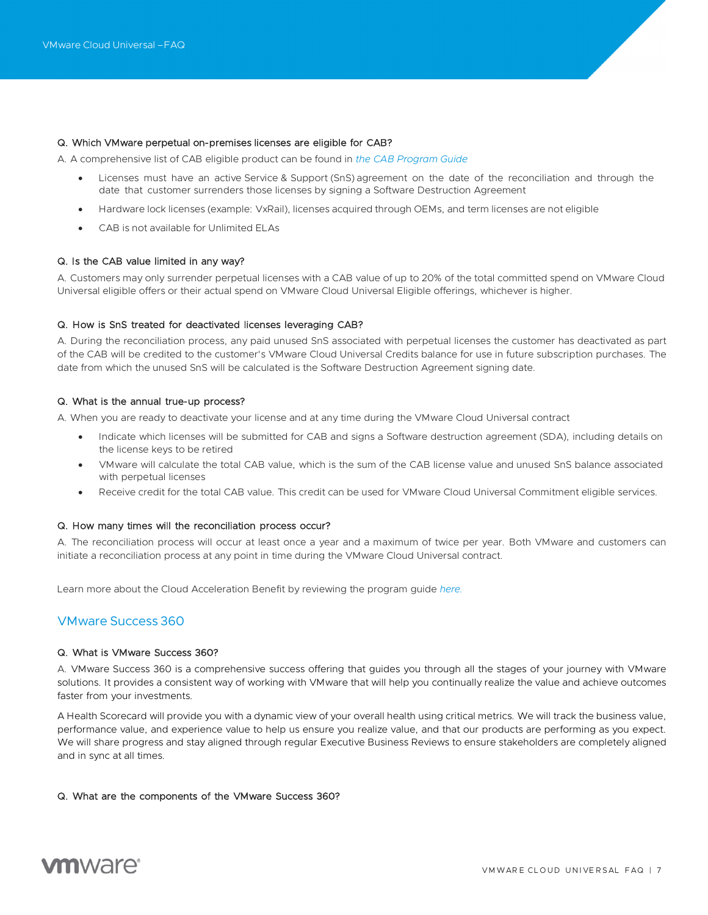**Q. Which VMware perpetual on-premises licenses are eligible for CAB?**

A. A comprehensive list of CAB eligible product can be found in *the CAB Program Guide*

- Licenses must have an active Service & Support (SnS) agreement on the date of the reconciliation and through the date that customer surrenders those licenses by signing a Software Destruction Agreement
- Hardware lock licenses (example: VxRail), licenses acquired through OEMs, and term licenses are not eligible
- CAB is not available for Unlimited ELAs

**Q. Is the CAB value limited in any way?**

A. Customers may only surrender perpetual licenses with a CAB value of up to 20% of the total committed spend on VMware Cloud Universal eligible offers or their actual spend on VMware Cloud Universal Eligible offerings, whichever is higher.

**Q. How is SnS treated for deactivated licenses leveraging CAB?**

A. During the reconciliation process, any paid unused SnS associated with perpetual licenses the customer has deactivated as part of the CAB will be credited to the customer's VMware Cloud Universal Credits balance for use in future subscription purchases. The date from which the unused SnS will be calculated is the Software Destruction Agreement signing date.

**Q. What is the annual true-up process?**

A. When you are ready to deactivate your license and at any time during the VMware Cloud Universal contract

- Indicate which licenses will be submitted for CAB and signs a Software destruction agreement (SDA), including details on the license keys to be retired
- VMware will calculate the total CAB value, which is the sum of the CAB license value and unused SnS balance associated with perpetual licenses
- Receive credit for the total CAB value. This credit can be used for VMware Cloud Universal Commitment eligible services.

**Q. How many times will the reconciliation process occur?**

A. The reconciliation process will occur at least once a year and a maximum of twice per year. Both VMware and customers can initiate a reconciliation process at any point in time during the VMware Cloud Universal contract.

Learn more about the Cloud Acceleration Benefit by reviewing the program guide *here.*

## VMware Success 360

**Q. What is VMware Success 360?**

A. VMware Success 360 is a comprehensive success offering that guides you through all the stages of your journey with VMware solutions. It provides a consistent way of working with VMware that will help you continually realize the value and achieve outcomes faster from your investments.

A Health Scorecard will provide you with a dynamic view of your overall health using critical metrics. We will track the business value, performance value, and experience value to help us ensure you realize value, and that our products are performing as you expect. We will share progress and stay aligned through regular Executive Business Reviews to ensure stakeholders are completely aligned and in sync at all times.

**Q. What are the components of the VMware Success 360?**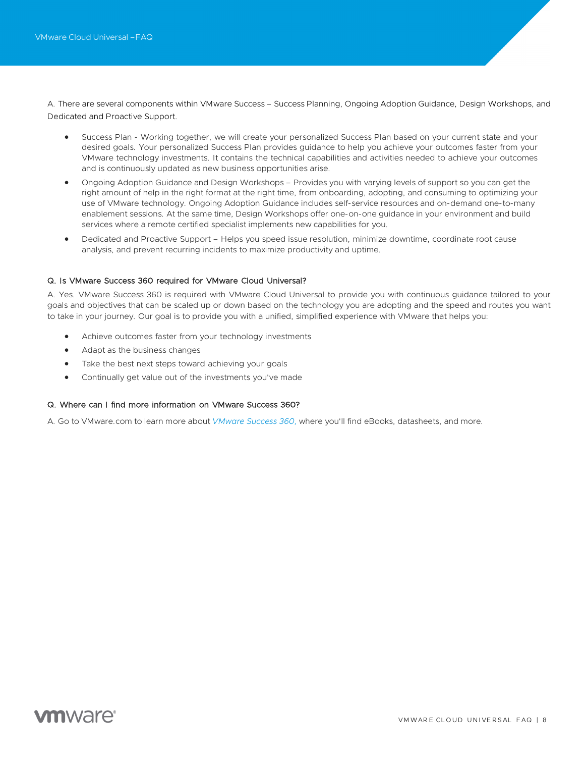A. There are several components within VMware Success – Success Planning, Ongoing Adoption Guidance, Design Workshops, and Dedicated and Proactive Support.

- Success Plan - Working together, we will create your personalized Success Plan based on your current state and your desired goals. Your personalized Success Plan provides guidance to help you achieve your outcomes faster from your VMware technology investments. It contains the technical capabilities and activities needed to achieve your outcomes and is continuously updated as new business opportunities arise.
- Ongoing Adoption Guidance and Design Workshops – Provides you with varying levels of support so you can get the right amount of help in the right format at the right time, from onboarding, adopting, and consuming to optimizing your use of VMware technology. Ongoing Adoption Guidance includes self-service resources and on-demand one-to-many enablement sessions. At the same time, Design Workshops offer one-on-one guidance in your environment and build services where a remote certified specialist implements new capabilities for you.
- Dedicated and Proactive Support – Helps you speed issue resolution, minimize downtime, coordinate root cause analysis, and prevent recurring incidents to maximize productivity and uptime.

**Q. Is VMware Success 360 required for VMware Cloud Universal?**

A. Yes. VMware Success 360 is required with VMware Cloud Universal to provide you with continuous guidance tailored to your goals and objectives that can be scaled up or down based on the technology you are adopting and the speed and routes you want to take in your journey. Our goal is to provide you with a unified, simplified experience with VMware that helps you:

- Achieve outcomes faster from your technology investments
- Adapt as the business changes
- Take the best next steps toward achieving your goals
- Continually get value out of the investments you've made

**Q. Where can I find more information on VMware Success 360?**

A. Go to VMware.com to learn more about *VMware Success 360,* where you'll find eBooks, datasheets, and more.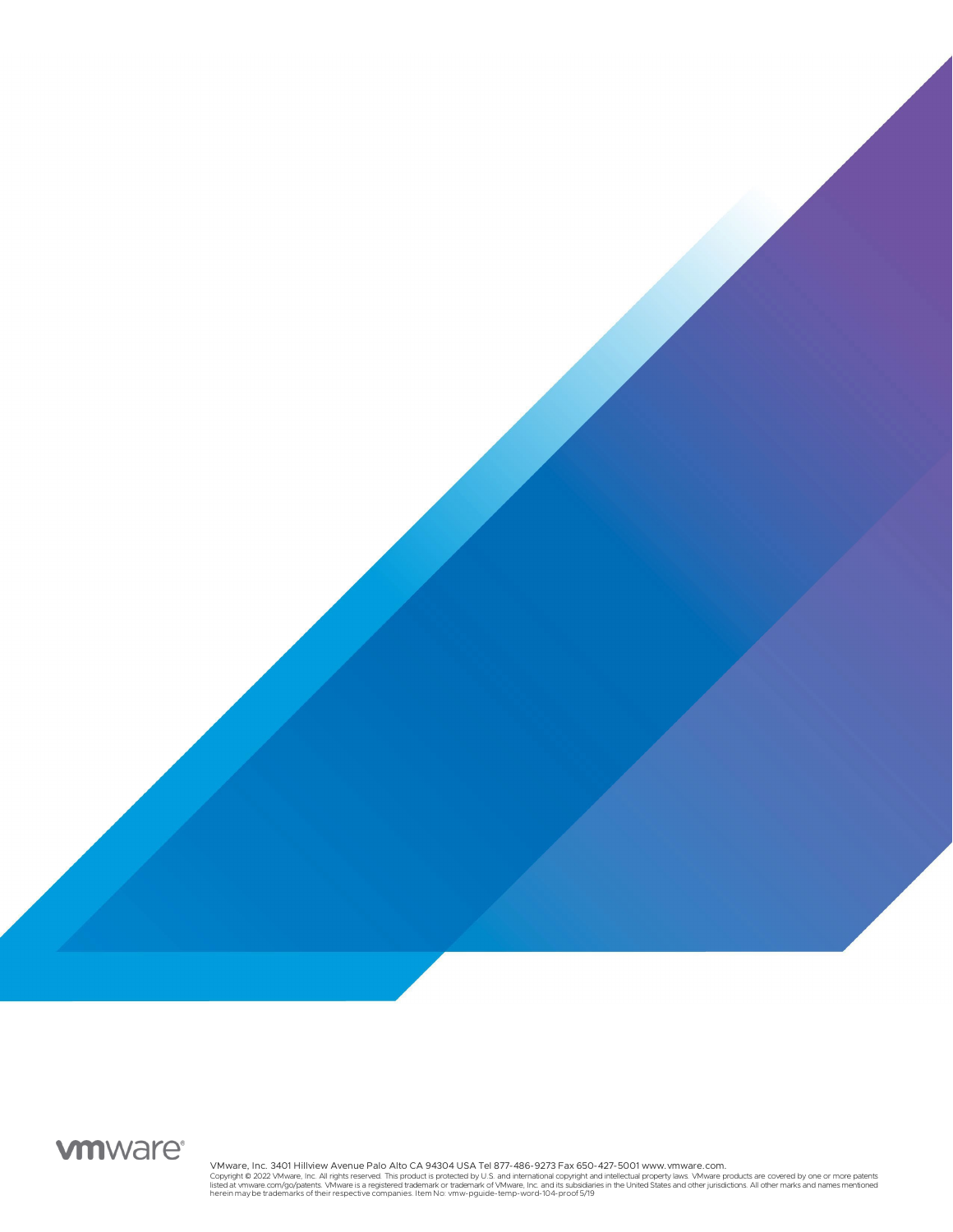vmware®

VMware, Inc. 3401 Hillview Avenue Palo Alto CA 94304 USA Tel 877-486-9273 Fax 650-427-5001 www.vmware.com.
Copyright © 2022 VMware, Inc. All rights reserved. This product is protected by U.S. and international copyright and intellectual property laws. VMware products are covered by one or more patents listed at vmware.com/go/patents. VMware is a registered trademark or trademark of VMware, Inc. and its subsidiaries in the United States and other jurisdictions. All other marks and names mentioned herein may be trademarks of their respective companies. Item No: vmw-pguide-temp-word-104-proof 5/19